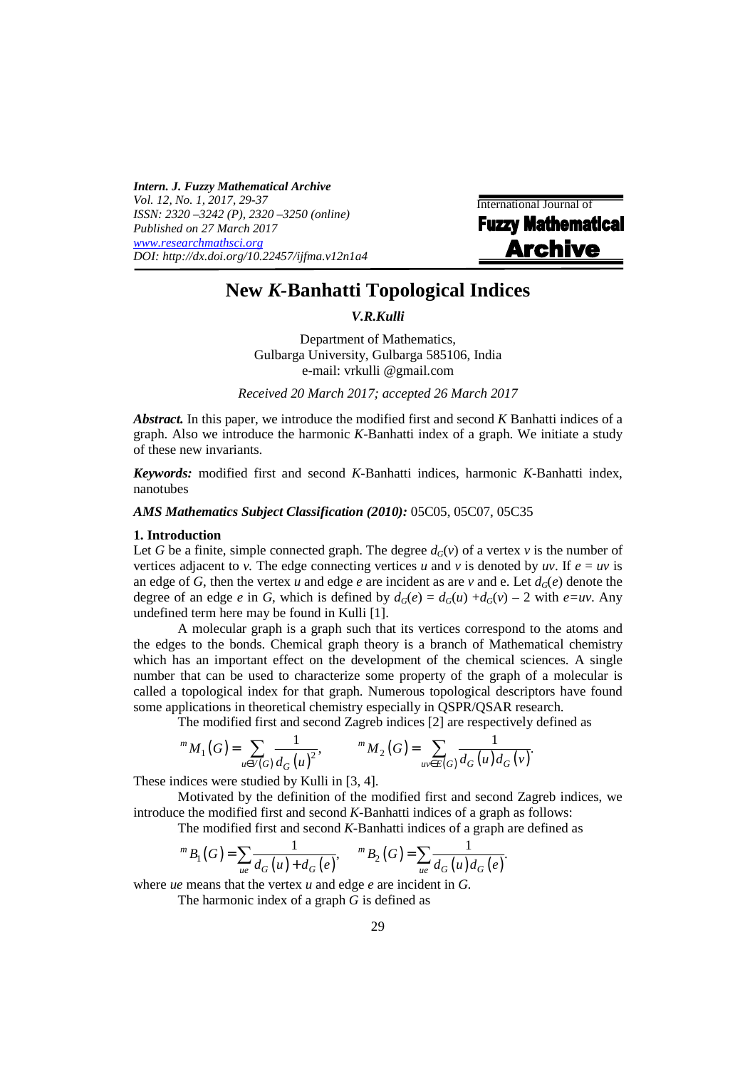*Intern. J. Fuzzy Mathematical Archive*
*Vol. 12, No. 1, 2017, 29-37*
*ISSN: 2320 –3242 (P), 2320 –3250 (online)*
*Published on 27 March 2017*
*www.researchmathsci.org*
*DOI: http://dx.doi.org/10.22457/ijfma.v12n1a4*

International Journal of
**Fuzzy Mathematical Archive**

# New *K*-Banhatti Topological Indices

***V.R.Kulli***

Department of Mathematics,
Gulbarga University, Gulbarga 585106, India
e-mail: vrkulli @gmail.com

*Received 20 March 2017; accepted 26 March 2017*

***Abstract.*** In this paper, we introduce the modified first and second *K* Banhatti indices of a graph. Also we introduce the harmonic *K*-Banhatti index of a graph. We initiate a study of these new invariants.

***Keywords:*** modified first and second *K*-Banhatti indices, harmonic *K*-Banhatti index, nanotubes

***AMS Mathematics Subject Classification (2010):*** 05C05, 05C07, 05C35

## 1. Introduction

Let *G* be a finite, simple connected graph. The degree $d_G(v)$ of a vertex *v* is the number of vertices adjacent to *v*. The edge connecting vertices *u* and *v* is denoted by *uv*. If $e = uv$ is an edge of *G*, then the vertex *u* and edge *e* are incident as are *v* and e. Let $d_G(e)$ denote the degree of an edge *e* in *G*, which is defined by $d_G(e) = d_G(u) + d_G(v) - 2$ with $e=uv$. Any undefined term here may be found in Kulli [1].

A molecular graph is a graph such that its vertices correspond to the atoms and the edges to the bonds. Chemical graph theory is a branch of Mathematical chemistry which has an important effect on the development of the chemical sciences. A single number that can be used to characterize some property of the graph of a molecular is called a topological index for that graph. Numerous topological descriptors have found some applications in theoretical chemistry especially in QSPR/QSAR research.

The modified first and second Zagreb indices [2] are respectively defined as

$$^{m}M_1(G) = \sum_{u \in V(G)} \frac{1}{d_G(u)^2}, \qquad ^{m}M_2(G) = \sum_{uv \in E(G)} \frac{1}{d_G(u)d_G(v)}.$$

These indices were studied by Kulli in [3, 4].

Motivated by the definition of the modified first and second Zagreb indices, we introduce the modified first and second *K*-Banhatti indices of a graph as follows:

The modified first and second *K*-Banhatti indices of a graph are defined as

$$^{m}B_1(G) = \sum_{ue} \frac{1}{d_G(u) + d_G(e)}, \quad ^{m}B_2(G) = \sum_{ue} \frac{1}{d_G(u)d_G(e)}.$$

where *ue* means that the vertex *u* and edge *e* are incident in *G*.

The harmonic index of a graph *G* is defined as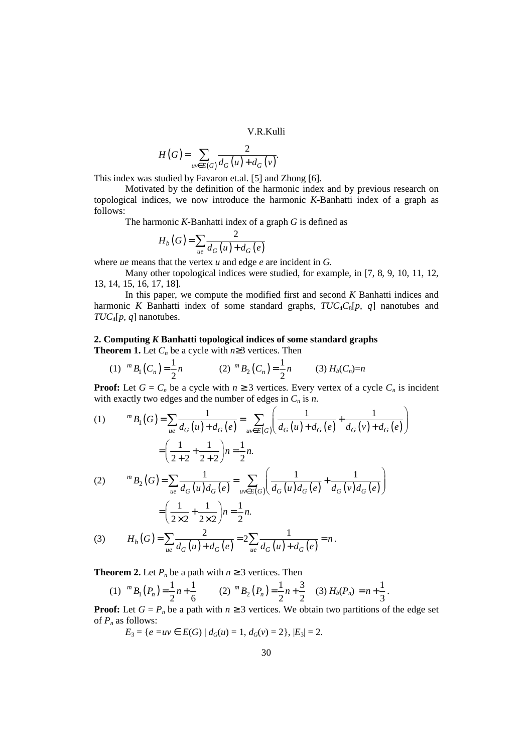$$H(G) = \sum_{uv \in E(G)} \frac{2}{d_G(u) + d_G(v)}.$$

This index was studied by Favaron et.al. [5] and Zhong [6].

Motivated by the definition of the harmonic index and by previous research on topological indices, we now introduce the harmonic *K*-Banhatti index of a graph as follows:

The harmonic *K*-Banhatti index of a graph *G* is defined as

$$H_b(G) = \sum_{ue} \frac{2}{d_G(u) + d_G(e)}$$

where *ue* means that the vertex *u* and edge *e* are incident in *G*.

Many other topological indices were studied, for example, in [7, 8, 9, 10, 11, 12, 13, 14, 15, 16, 17, 18].

In this paper, we compute the modified first and second *K* Banhatti indices and harmonic *K* Banhatti index of some standard graphs, $TUC_4C_8[p, q]$ nanotubes and $TUC_4[p, q]$ nanotubes.

## 2. Computing *K* Banhatti topological indices of some standard graphs

**Theorem 1.** Let $C_n$ be a cycle with $n \geq 3$ vertices. Then

(1) ${}^mB_1(C_n) = \frac{1}{2}n$  (2) ${}^mB_2(C_n) = \frac{1}{2}n$  (3) $H_b(C_n) = n$

**Proof:** Let $G = C_n$ be a cycle with $n \geq 3$ vertices. Every vertex of a cycle $C_n$ is incident with exactly two edges and the number of edges in $C_n$ is *n*.

(1)
$$ {}^mB_1(G) = \sum_{ue} \frac{1}{d_G(u) + d_G(e)} = \sum_{uv \in E(G)} \left( \frac{1}{d_G(u) + d_G(e)} + \frac{1}{d_G(v) + d_G(e)} \right)$$
$$= \left( \frac{1}{2+2} + \frac{1}{2+2} \right) n = \frac{1}{2} n.$$

(2)
$$ {}^mB_2(G) = \sum_{ue} \frac{1}{d_G(u) d_G(e)} = \sum_{uv \in E(G)} \left( \frac{1}{d_G(u) d_G(e)} + \frac{1}{d_G(v) d_G(e)} \right)$$
$$= \left( \frac{1}{2 \times 2} + \frac{1}{2 \times 2} \right) n = \frac{1}{2} n.$$

(3)
$$H_b(G) = \sum_{ue} \frac{2}{d_G(u) + d_G(e)} = 2 \sum_{ue} \frac{1}{d_G(u) + d_G(e)} = n.$$

**Theorem 2.** Let $P_n$ be a path with $n \geq 3$ vertices. Then

(1) ${}^mB_1(P_n) = \frac{1}{2}n + \frac{1}{6}$  (2) ${}^mB_2(P_n) = \frac{1}{2}n + \frac{3}{2}$  (3) $H_b(P_n) = n + \frac{1}{3}$.

**Proof:** Let $G = P_n$ be a path with $n \geq 3$ vertices. We obtain two partitions of the edge set of $P_n$ as follows:

$E_3 = \{e = uv \in E(G) \mid d_G(u) = 1, d_G(v) = 2\}$, $|E_3| = 2$.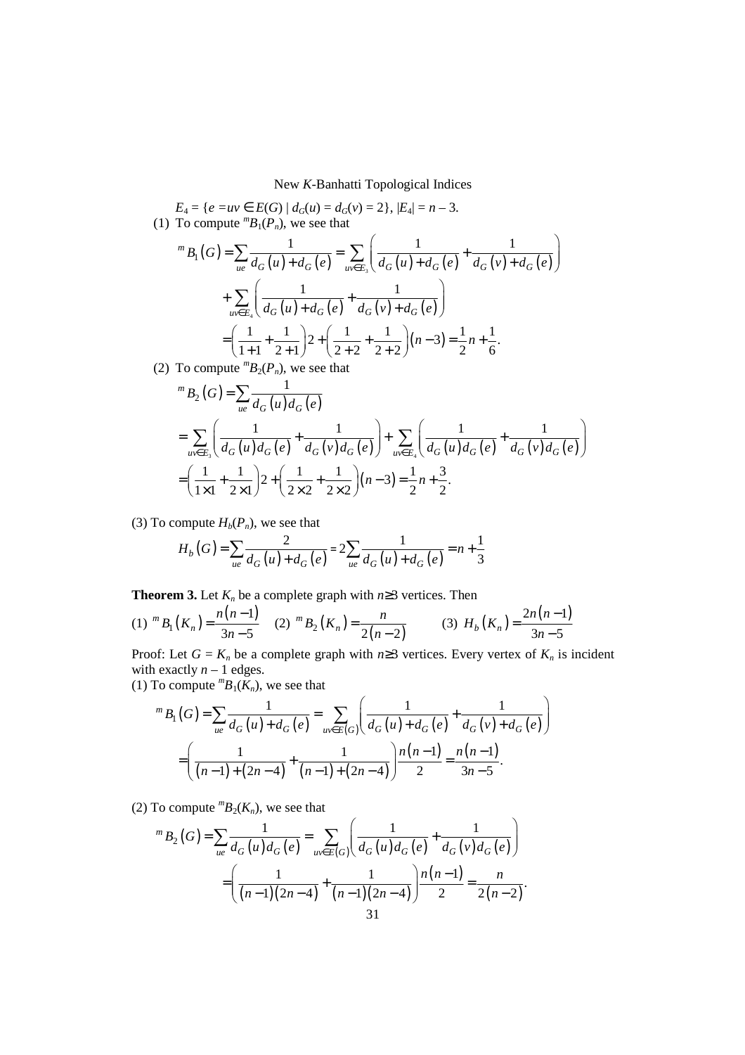$E_4 = \{e = uv \in E(G) \mid d_G(u) = d_G(v) = 2\}$, $|E_4| = n - 3$.

(1) To compute ${}^{m}B_1(P_n)$, we see that

$$
\begin{aligned}
{}^{m}B_1(G) &= \sum_{ue} \frac{1}{d_G(u) + d_G(e)} = \sum_{uv \in E_3} \left( \frac{1}{d_G(u) + d_G(e)} + \frac{1}{d_G(v) + d_G(e)} \right) \\
&\quad + \sum_{uv \in E_4} \left( \frac{1}{d_G(u) + d_G(e)} + \frac{1}{d_G(v) + d_G(e)} \right) \\
&= \left( \frac{1}{1+1} + \frac{1}{2+1} \right) 2 + \left( \frac{1}{2+2} + \frac{1}{2+2} \right)(n-3) = \frac{1}{2}n + \frac{1}{6}.
\end{aligned}
$$

(2) To compute ${}^{m}B_2(P_n)$, we see that

$$
\begin{aligned}
{}^{m}B_2(G) &= \sum_{ue} \frac{1}{d_G(u) d_G(e)} \\
&= \sum_{uv \in E_3} \left( \frac{1}{d_G(u) d_G(e)} + \frac{1}{d_G(v) d_G(e)} \right) + \sum_{uv \in E_4} \left( \frac{1}{d_G(u) d_G(e)} + \frac{1}{d_G(v) d_G(e)} \right) \\
&= \left( \frac{1}{1 \times 1} + \frac{1}{2 \times 1} \right) 2 + \left( \frac{1}{2 \times 2} + \frac{1}{2 \times 2} \right)(n-3) = \frac{1}{2}n + \frac{3}{2}.
\end{aligned}
$$

(3) To compute $H_b(P_n)$, we see that

$$
H_b(G) = \sum_{ue} \frac{2}{d_G(u) + d_G(e)} = 2 \sum_{ue} \frac{1}{d_G(u) + d_G(e)} = n + \frac{1}{3}
$$

**Theorem 3.** Let $K_n$ be a complete graph with $n \geq 3$ vertices. Then

(1) ${}^{m}B_1(K_n) = \frac{n(n-1)}{3n-5}$ (2) ${}^{m}B_2(K_n) = \frac{n}{2(n-2)}$ (3) $H_b(K_n) = \frac{2n(n-1)}{3n-5}$

Proof: Let $G = K_n$ be a complete graph with $n \geq 3$ vertices. Every vertex of $K_n$ is incident with exactly $n - 1$ edges.

(1) To compute ${}^{m}B_1(K_n)$, we see that

$$
\begin{aligned}
{}^{m}B_1(G) &= \sum_{ue} \frac{1}{d_G(u) + d_G(e)} = \sum_{uv \in E(G)} \left( \frac{1}{d_G(u) + d_G(e)} + \frac{1}{d_G(v) + d_G(e)} \right) \\
&= \left( \frac{1}{(n-1) + (2n-4)} + \frac{1}{(n-1) + (2n-4)} \right) \frac{n(n-1)}{2} = \frac{n(n-1)}{3n-5}.
\end{aligned}
$$

(2) To compute ${}^{m}B_2(K_n)$, we see that

$$
\begin{aligned}
{}^{m}B_2(G) &= \sum_{ue} \frac{1}{d_G(u) d_G(e)} = \sum_{uv \in E(G)} \left( \frac{1}{d_G(u) d_G(e)} + \frac{1}{d_G(v) d_G(e)} \right) \\
&= \left( \frac{1}{(n-1)(2n-4)} + \frac{1}{(n-1)(2n-4)} \right) \frac{n(n-1)}{2} = \frac{n}{2(n-2)}.
\end{aligned}
$$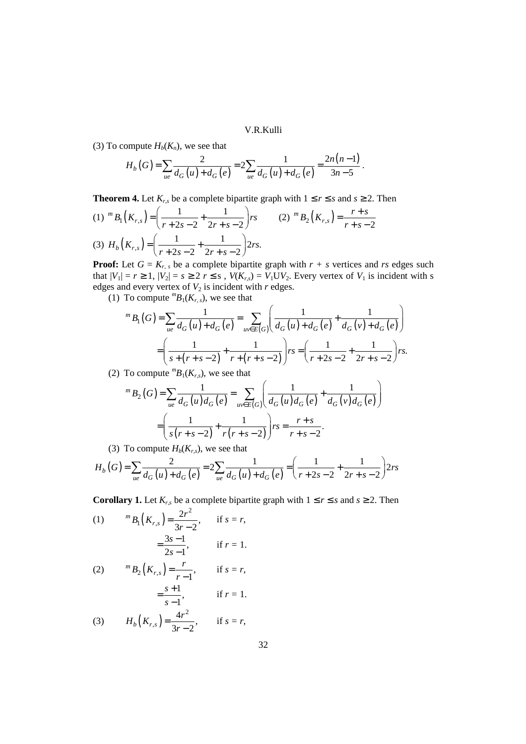(3) To compute $H_b(K_n)$, we see that

$$H_b(G) = \sum_{ue} \frac{2}{d_G(u) + d_G(e)} = 2\sum_{ue} \frac{1}{d_G(u) + d_G(e)} = \frac{2n(n-1)}{3n-5}.$$

**Theorem 4.** Let $K_{r,s}$ be a complete bipartite graph with $1 \leq r \leq s$ and $s \geq 2$. Then

(1) ${}^m B_1(K_{r,s}) = \left(\frac{1}{r+2s-2} + \frac{1}{2r+s-2}\right) rs$ (2) ${}^m B_2(K_{r,s}) = \frac{r+s}{r+s-2}$

(3) $H_b(K_{r,s}) = \left(\frac{1}{r+2s-2} + \frac{1}{2r+s-2}\right) 2rs.$

**Proof:** Let $G = K_{r,s}$ be a complete bipartite graph with $r + s$ vertices and $rs$ edges such that $|V_1| = r \geq 1$, $|V_2| = s \geq 2$ $r \leq s$, $V(K_{r,s}) = V_1 \cup V_2$. Every vertex of $V_1$ is incident with s edges and every vertex of $V_2$ is incident with $r$ edges.

(1) To compute ${}^m B_1(K_{r,s})$, we see that

$$\begin{aligned} {}^m B_1(G) &= \sum_{ue} \frac{1}{d_G(u) + d_G(e)} = \sum_{uv \in E(G)} \left( \frac{1}{d_G(u) + d_G(e)} + \frac{1}{d_G(v) + d_G(e)} \right) \\ &= \left( \frac{1}{s + (r+s-2)} + \frac{1}{r + (r+s-2)} \right) rs = \left( \frac{1}{r+2s-2} + \frac{1}{2r+s-2} \right) rs. \end{aligned}$$

(2) To compute ${}^m B_1(K_{r,s})$, we see that

$$\begin{aligned} {}^m B_2(G) &= \sum_{ue} \frac{1}{d_G(u) d_G(e)} = \sum_{uv \in E(G)} \left( \frac{1}{d_G(u) d_G(e)} + \frac{1}{d_G(v) d_G(e)} \right) \\ &= \left( \frac{1}{s(r+s-2)} + \frac{1}{r(r+s-2)} \right) rs = \frac{r+s}{r+s-2}. \end{aligned}$$

(3) To compute $H_b(K_{r,s})$, we see that

$$H_b(G) = \sum_{ue} \frac{2}{d_G(u) + d_G(e)} = 2\sum_{ue} \frac{1}{d_G(u) + d_G(e)} = \left( \frac{1}{r+2s-2} + \frac{1}{2r+s-2} \right) 2rs$$

**Corollary 1.** Let $K_{r,s}$ be a complete bipartite graph with $1 \leq r \leq s$ and $s \geq 2$. Then

(1) ${}^m B_1(K_{r,s}) = \frac{2r^2}{3r-2}$, if $s = r$,

$= \frac{3s-1}{2s-1}$, if $r = 1$.

(2) ${}^m B_2(K_{r,s}) = \frac{r}{r-1}$, if $s = r$,

$= \frac{s+1}{s-1}$, if $r = 1$.

(3) $H_b(K_{r,s}) = \frac{4r^2}{3r-2}$, if $s = r$,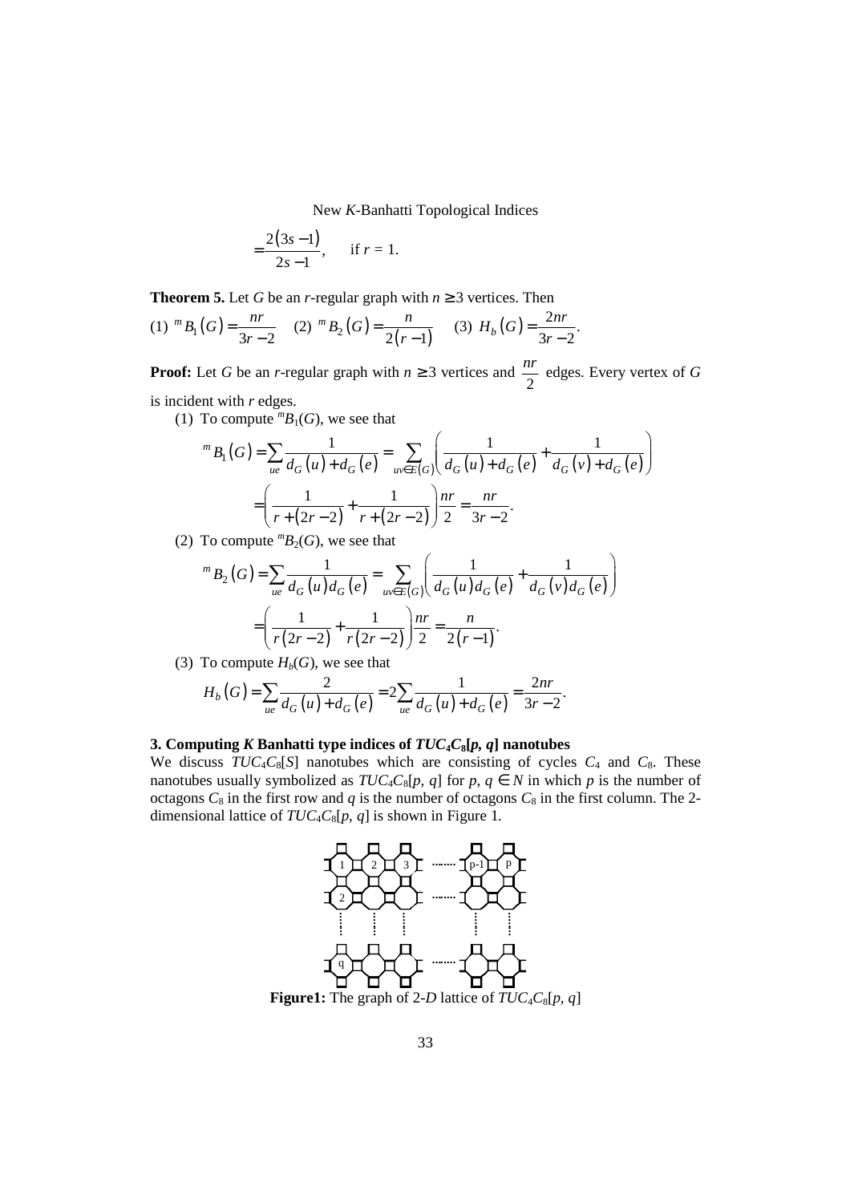$$= \frac{2(3s-1)}{2s-1}, \quad \text{if } r = 1.$$

**Theorem 5.** Let $G$ be an $r$-regular graph with $n \geq 3$ vertices. Then

(1) ${}^{m}B_1(G) = \frac{nr}{3r-2}$ (2) ${}^{m}B_2(G) = \frac{n}{2(r-1)}$ (3) $H_b(G) = \frac{2nr}{3r-2}$.

**Proof:** Let $G$ be an $r$-regular graph with $n \geq 3$ vertices and $\frac{nr}{2}$ edges. Every vertex of $G$ is incident with $r$ edges.

(1) To compute ${}^{m}B_1(G)$, we see that

$$
\begin{aligned}
{}^{m}B_1(G) &= \sum_{ue} \frac{1}{d_G(u) + d_G(e)} = \sum_{uv \in E(G)} \left( \frac{1}{d_G(u) + d_G(e)} + \frac{1}{d_G(v) + d_G(e)} \right) \\
&= \left( \frac{1}{r + (2r-2)} + \frac{1}{r + (2r-2)} \right) \frac{nr}{2} = \frac{nr}{3r-2}.
\end{aligned}
$$

(2) To compute ${}^{m}B_2(G)$, we see that

$$
\begin{aligned}
{}^{m}B_2(G) &= \sum_{ue} \frac{1}{d_G(u) d_G(e)} = \sum_{uv \in E(G)} \left( \frac{1}{d_G(u) d_G(e)} + \frac{1}{d_G(v) d_G(e)} \right) \\
&= \left( \frac{1}{r(2r-2)} + \frac{1}{r(2r-2)} \right) \frac{nr}{2} = \frac{n}{2(r-1)}.
\end{aligned}
$$

(3) To compute $H_b(G)$, we see that

$$H_b(G) = \sum_{ue} \frac{2}{d_G(u) + d_G(e)} = 2 \sum_{ue} \frac{1}{d_G(u) + d_G(e)} = \frac{2nr}{3r-2}.$$

### 3. Computing *K* Banhatti type indices of $TUC_4C_8[p, q]$ nanotubes

We discuss $TUC_4C_8[S]$ nanotubes which are consisting of cycles $C_4$ and $C_8$. These nanotubes usually symbolized as $TUC_4C_8[p, q]$ for $p, q \in N$ in which $p$ is the number of octagons $C_8$ in the first row and $q$ is the number of octagons $C_8$ in the first column. The 2-dimensional lattice of $TUC_4C_8[p, q]$ is shown in Figure 1.

**Figure1:** The graph of 2-*D* lattice of $TUC_4C_8[p, q]$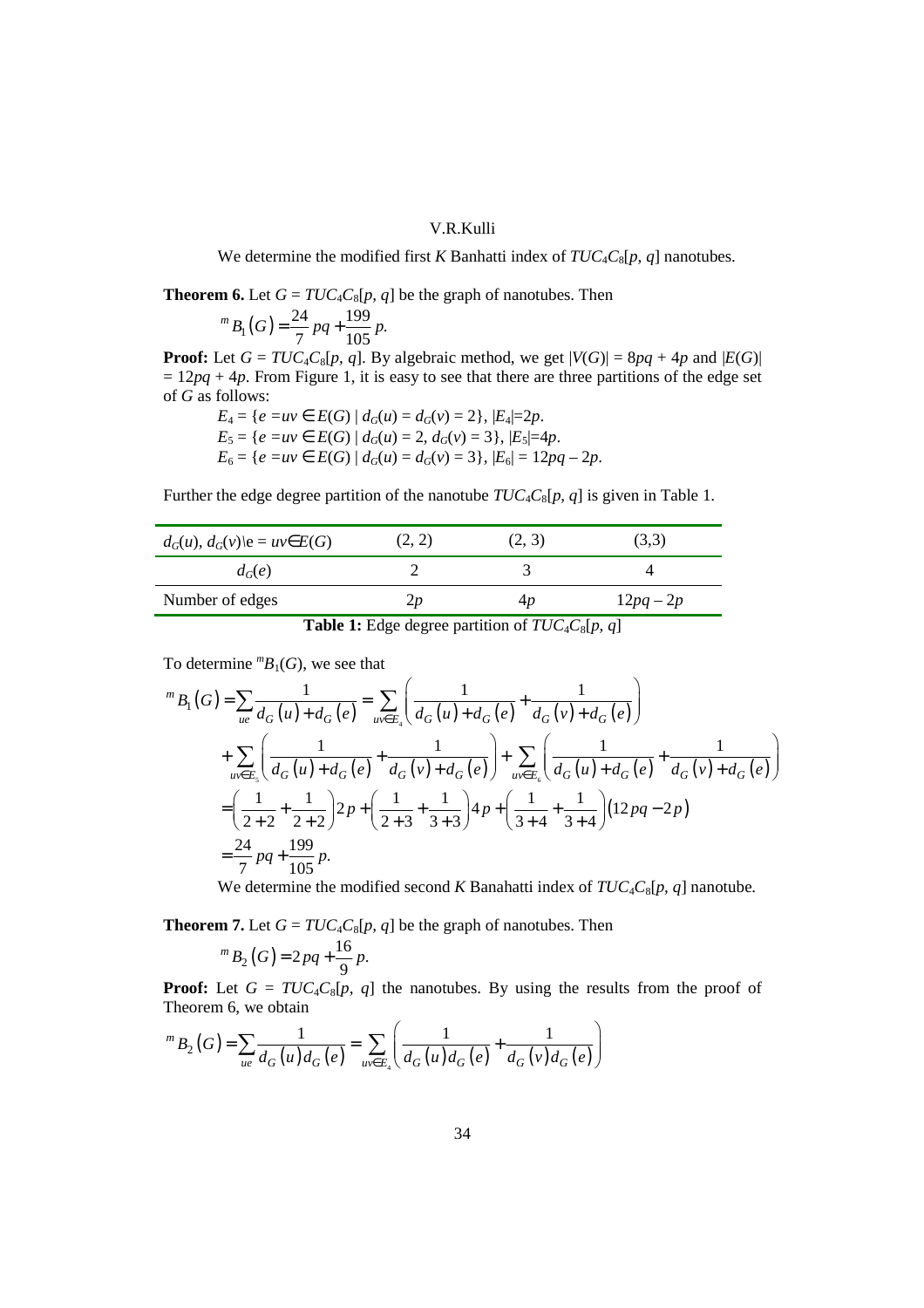We determine the modified first *K* Banhatti index of $TUC_4C_8[p, q]$ nanotubes.

**Theorem 6.** Let $G = TUC_4C_8[p, q]$ be the graph of nanotubes. Then

$$ {}^{m}B_1(G) = \frac{24}{7}pq + \frac{199}{105}p. $$

**Proof:** Let $G = TUC_4C_8[p, q]$. By algebraic method, we get $|V(G)| = 8pq + 4p$ and $|E(G)| = 12pq + 4p$. From Figure 1, it is easy to see that there are three partitions of the edge set of $G$ as follows:

$E_4 = \{e = uv \in E(G) \mid d_G(u) = d_G(v) = 2\}$, $|E_4|=2p$.
$E_5 = \{e = uv \in E(G) \mid d_G(u) = 2,\ d_G(v) = 3\}$, $|E_5|=4p$.
$E_6 = \{e = uv \in E(G) \mid d_G(u) = d_G(v) = 3\}$, $|E_6| = 12pq - 2p$.

Further the edge degree partition of the nanotube $TUC_4C_8[p, q]$ is given in Table 1.

| $d_G(u), d_G(v)\backslash e = uv \in E(G)$ | (2, 2) | (2, 3) | (3,3) |
|---|---|---|---|
| $d_G(e)$ | 2 | 3 | 4 |
| Number of edges | $2p$ | $4p$ | $12pq - 2p$ |

**Table 1:** Edge degree partition of $TUC_4C_8[p, q]$

To determine ${}^{m}B_1(G)$, we see that

$$
\begin{aligned}
{}^{m}B_1(G) &= \sum_{ue} \frac{1}{d_G(u)+d_G(e)} = \sum_{uv\in E_4}\left(\frac{1}{d_G(u)+d_G(e)} + \frac{1}{d_G(v)+d_G(e)}\right) \\
&\quad + \sum_{uv\in E_5}\left(\frac{1}{d_G(u)+d_G(e)} + \frac{1}{d_G(v)+d_G(e)}\right) + \sum_{uv\in E_6}\left(\frac{1}{d_G(u)+d_G(e)} + \frac{1}{d_G(v)+d_G(e)}\right) \\
&= \left(\frac{1}{2+2}+\frac{1}{2+2}\right)2p + \left(\frac{1}{2+3}+\frac{1}{3+3}\right)4p + \left(\frac{1}{3+4}+\frac{1}{3+4}\right)(12pq-2p) \\
&= \frac{24}{7}pq + \frac{199}{105}p.
\end{aligned}
$$

We determine the modified second *K* Banahatti index of $TUC_4C_8[p, q]$ nanotube.

**Theorem 7.** Let $G = TUC_4C_8[p, q]$ be the graph of nanotubes. Then

$$ {}^{m}B_2(G) = 2pq + \frac{16}{9}p. $$

**Proof:** Let $G = TUC_4C_8[p, q]$ the nanotubes. By using the results from the proof of Theorem 6, we obtain

$$ {}^{m}B_2(G) = \sum_{ue} \frac{1}{d_G(u)d_G(e)} = \sum_{uv\in E_4}\left(\frac{1}{d_G(u)d_G(e)} + \frac{1}{d_G(v)d_G(e)}\right) $$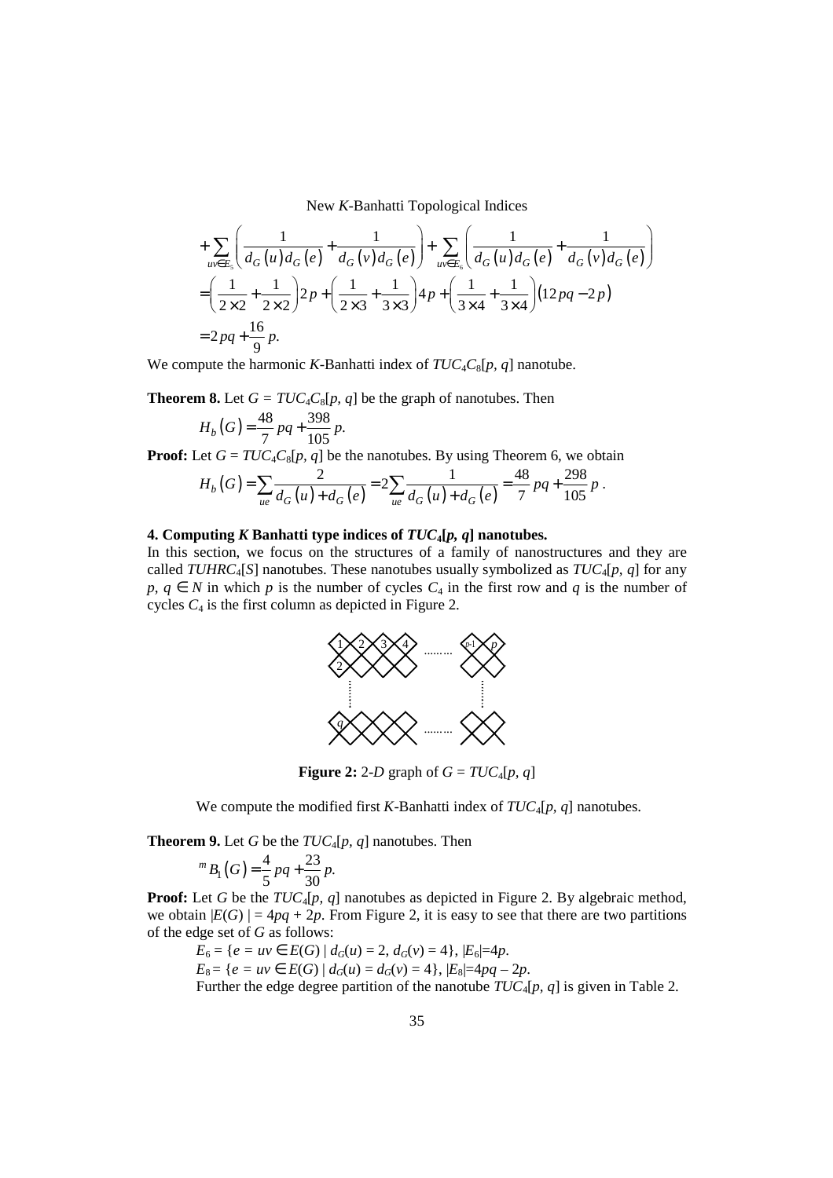$$+\sum_{uv\in E_5}\left(\frac{1}{d_G(u)d_G(e)}+\frac{1}{d_G(v)d_G(e)}\right)+\sum_{uv\in E_6}\left(\frac{1}{d_G(u)d_G(e)}+\frac{1}{d_G(v)d_G(e)}\right)$$

$$=\left(\frac{1}{2\times 2}+\frac{1}{2\times 2}\right)2p+\left(\frac{1}{2\times 3}+\frac{1}{3\times 3}\right)4p+\left(\frac{1}{3\times 4}+\frac{1}{3\times 4}\right)(12pq-2p)$$

$$=2pq+\frac{16}{9}p.$$

We compute the harmonic *K*-Banhatti index of $TUC_4C_8[p, q]$ nanotube.

**Theorem 8.** Let $G = TUC_4C_8[p, q]$ be the graph of nanotubes. Then

$$H_b(G)=\frac{48}{7}pq+\frac{398}{105}p.$$

**Proof:** Let $G = TUC_4C_8[p, q]$ be the nanotubes. By using Theorem 6, we obtain

$$H_b(G)=\sum_{ue}\frac{2}{d_G(u)+d_G(e)}=2\sum_{ue}\frac{1}{d_G(u)+d_G(e)}=\frac{48}{7}pq+\frac{298}{105}p.$$

## 4. Computing *K* Banhatti type indices of $TUC_4[p, q]$ nanotubes.

In this section, we focus on the structures of a family of nanostructures and they are called $TUHRC_4[S]$ nanotubes. These nanotubes usually symbolized as $TUC_4[p, q]$ for any $p, q \in N$ in which $p$ is the number of cycles $C_4$ in the first row and $q$ is the number of cycles $C_4$ is the first column as depicted in Figure 2.

**Figure 2:** 2-*D* graph of $G = TUC_4[p, q]$

We compute the modified first *K*-Banhatti index of $TUC_4[p, q]$ nanotubes.

**Theorem 9.** Let $G$ be the $TUC_4[p, q]$ nanotubes. Then

$${}^{m}B_1(G)=\frac{4}{5}pq+\frac{23}{30}p.$$

**Proof:** Let $G$ be the $TUC_4[p, q]$ nanotubes as depicted in Figure 2. By algebraic method, we obtain $|E(G)| = 4pq + 2p$. From Figure 2, it is easy to see that there are two partitions of the edge set of $G$ as follows:

$E_6 = \{e = uv \in E(G) \mid d_G(u) = 2, d_G(v) = 4\}$, $|E_6|=4p$.

$E_8 = \{e = uv \in E(G) \mid d_G(u) = d_G(v) = 4\}$, $|E_8|=4pq - 2p$.

Further the edge degree partition of the nanotube $TUC_4[p, q]$ is given in Table 2.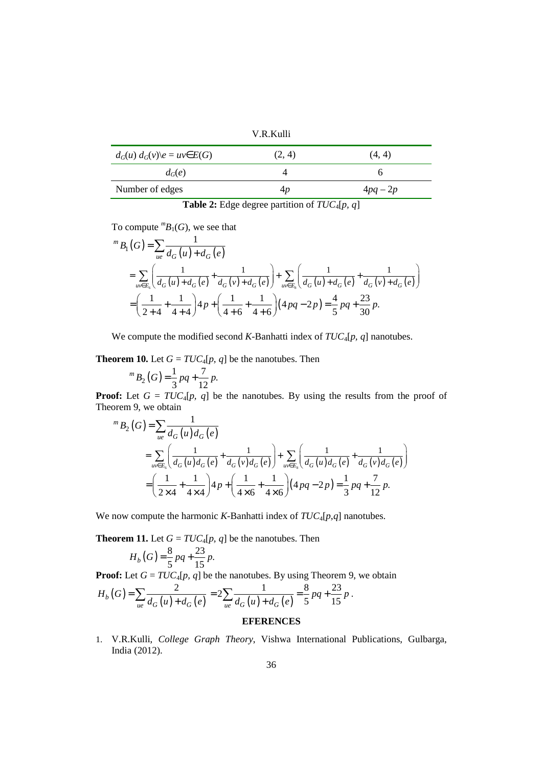| $d_G(u)\, d_G(v)\backslash e = uv \in E(G)$ | (2, 4) | (4, 4) |
|---|---|---|
| $d_G(e)$ | 4 | 6 |
| Number of edges | $4p$ | $4pq - 2p$ |

**Table 2:** Edge degree partition of $TUC_4[p, q]$

To compute ${}^mB_1(G)$, we see that

$$
\begin{aligned}
{}^mB_1(G) &= \sum_{ue} \frac{1}{d_G(u)+d_G(e)} \\
&= \sum_{uv\in E_5}\left(\frac{1}{d_G(u)+d_G(e)}+\frac{1}{d_G(v)+d_G(e)}\right)+\sum_{uv\in E_8}\left(\frac{1}{d_G(u)+d_G(e)}+\frac{1}{d_G(v)+d_G(e)}\right) \\
&= \left(\frac{1}{2+4}+\frac{1}{4+4}\right)4p+\left(\frac{1}{4+6}+\frac{1}{4+6}\right)(4pq-2p)=\frac{4}{5}pq+\frac{23}{30}p.
\end{aligned}
$$

We compute the modified second $K$-Banhatti index of $TUC_4[p, q]$ nanotubes.

**Theorem 10.** Let $G = TUC_4[p, q]$ be the nanotubes. Then

$$
{}^mB_2(G) = \frac{1}{3}pq + \frac{7}{12}p.
$$

**Proof:** Let $G = TUC_4[p, q]$ be the nanotubes. By using the results from the proof of Theorem 9, we obtain

$$
\begin{aligned}
{}^mB_2(G) &= \sum_{ue} \frac{1}{d_G(u)\,d_G(e)} \\
&= \sum_{uv\in E_6}\left(\frac{1}{d_G(u)\,d_G(e)}+\frac{1}{d_G(v)\,d_G(e)}\right)+\sum_{uv\in E_8}\left(\frac{1}{d_G(u)\,d_G(e)}+\frac{1}{d_G(v)\,d_G(e)}\right) \\
&= \left(\frac{1}{2\times 4}+\frac{1}{4\times 4}\right)4p+\left(\frac{1}{4\times 6}+\frac{1}{4\times 6}\right)(4pq-2p)=\frac{1}{3}pq+\frac{7}{12}p.
\end{aligned}
$$

We now compute the harmonic $K$-Banhatti index of $TUC_4[p,q]$ nanotubes.

**Theorem 11.** Let $G = TUC_4[p, q]$ be the nanotubes. Then

$$
H_b(G) = \frac{8}{5}pq + \frac{23}{15}p.
$$

**Proof:** Let $G = TUC_4[p, q]$ be the nanotubes. By using Theorem 9, we obtain

$$
H_b(G) = \sum_{ue} \frac{2}{d_G(u)+d_G(e)} = 2\sum_{ue}\frac{1}{d_G(u)+d_G(e)} = \frac{8}{5}pq+\frac{23}{15}p.
$$

## EFERENCES

1. V.R.Kulli, *College Graph Theory,* Vishwa International Publications, Gulbarga, India (2012).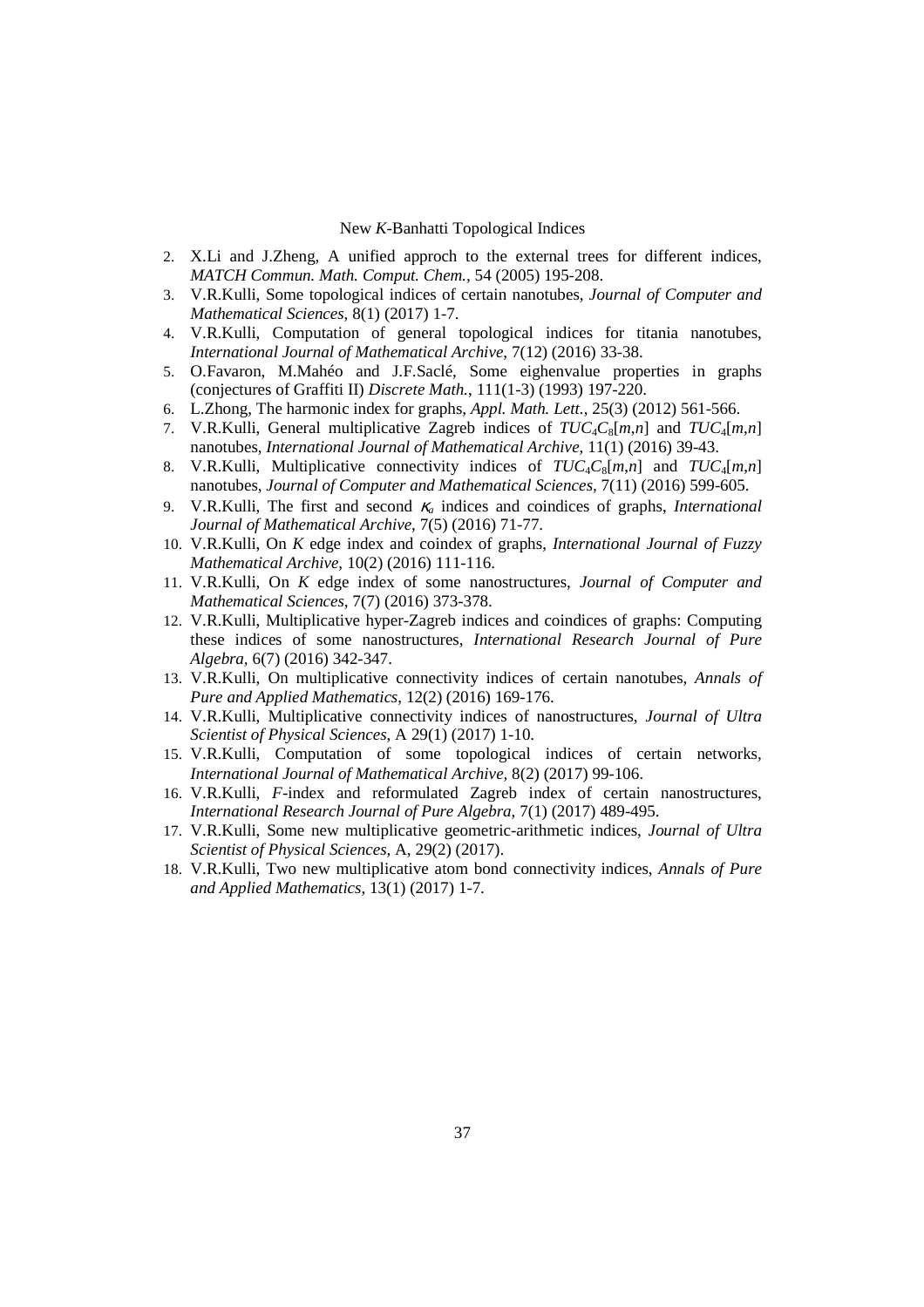2. X.Li and J.Zheng, A unified approch to the external trees for different indices, *MATCH Commun. Math. Comput. Chem.*, 54 (2005) 195-208.
3. V.R.Kulli, Some topological indices of certain nanotubes, *Journal of Computer and Mathematical Sciences*, 8(1) (2017) 1-7.
4. V.R.Kulli, Computation of general topological indices for titania nanotubes, *International Journal of Mathematical Archive*, 7(12) (2016) 33-38.
5. O.Favaron, M.Mahéo and J.F.Saclé, Some eighenvalue properties in graphs (conjectures of Graffiti II) *Discrete Math.*, 111(1-3) (1993) 197-220.
6. L.Zhong, The harmonic index for graphs, *Appl. Math. Lett.*, 25(3) (2012) 561-566.
7. V.R.Kulli, General multiplicative Zagreb indices of $TUC_4C_8[m,n]$ and $TUC_4[m,n]$ nanotubes, *International Journal of Mathematical Archive,* 11(1) (2016) 39-43.
8. V.R.Kulli, Multiplicative connectivity indices of $TUC_4C_8[m,n]$ and $TUC_4[m,n]$ nanotubes, *Journal of Computer and Mathematical Sciences,* 7(11) (2016) 599-605.
9. V.R.Kulli, The first and second $\kappa_a$ indices and coindices of graphs, *International Journal of Mathematical Archive*, 7(5) (2016) 71-77.
10. V.R.Kulli, On *K* edge index and coindex of graphs, *International Journal of Fuzzy Mathematical Archive*, 10(2) (2016) 111-116.
11. V.R.Kulli, On *K* edge index of some nanostructures, *Journal of Computer and Mathematical Sciences*, 7(7) (2016) 373-378.
12. V.R.Kulli, Multiplicative hyper-Zagreb indices and coindices of graphs: Computing these indices of some nanostructures, *International Research Journal of Pure Algebra,* 6(7) (2016) 342-347.
13. V.R.Kulli, On multiplicative connectivity indices of certain nanotubes, *Annals of Pure and Applied Mathematics*, 12(2) (2016) 169-176.
14. V.R.Kulli, Multiplicative connectivity indices of nanostructures, *Journal of Ultra Scientist of Physical Sciences*, A 29(1) (2017) 1-10.
15. V.R.Kulli, Computation of some topological indices of certain networks, *International Journal of Mathematical Archive,* 8(2) (2017) 99-106.
16. V.R.Kulli, *F*-index and reformulated Zagreb index of certain nanostructures, *International Research Journal of Pure Algebra*, 7(1) (2017) 489-495.
17. V.R.Kulli, Some new multiplicative geometric-arithmetic indices, *Journal of Ultra Scientist of Physical Sciences*, A, 29(2) (2017).
18. V.R.Kulli, Two new multiplicative atom bond connectivity indices, *Annals of Pure and Applied Mathematics*, 13(1) (2017) 1-7.